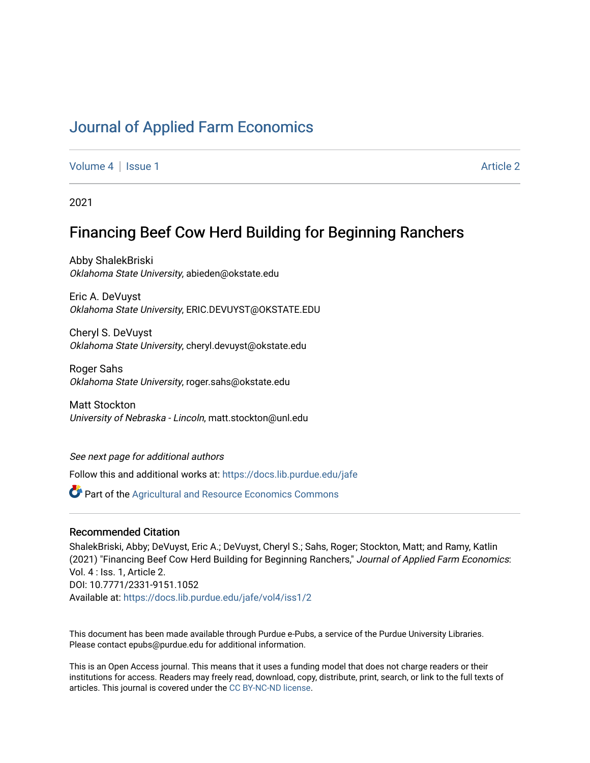# Journal of Applied Farm Economics

Volume 4 | Issue 1 Article 2

2021

## Financing Beef Cow Herd Building for Beginning Ranchers

Abby ShalekBriski
*Oklahoma State University*, abieden@okstate.edu

Eric A. DeVuyst
*Oklahoma State University*, ERIC.DEVUYST@OKSTATE.EDU

Cheryl S. DeVuyst
*Oklahoma State University*, cheryl.devuyst@okstate.edu

Roger Sahs
*Oklahoma State University*, roger.sahs@okstate.edu

Matt Stockton
*University of Nebraska - Lincoln*, matt.stockton@unl.edu

*See next page for additional authors*

Follow this and additional works at: https://docs.lib.purdue.edu/jafe

Part of the Agricultural and Resource Economics Commons

### Recommended Citation

ShalekBriski, Abby; DeVuyst, Eric A.; DeVuyst, Cheryl S.; Sahs, Roger; Stockton, Matt; and Ramy, Katlin (2021) "Financing Beef Cow Herd Building for Beginning Ranchers," *Journal of Applied Farm Economics*: Vol. 4 : Iss. 1, Article 2.
DOI: 10.7771/2331-9151.1052
Available at: https://docs.lib.purdue.edu/jafe/vol4/iss1/2

This document has been made available through Purdue e-Pubs, a service of the Purdue University Libraries. Please contact epubs@purdue.edu for additional information.

This is an Open Access journal. This means that it uses a funding model that does not charge readers or their institutions for access. Readers may freely read, download, copy, distribute, print, search, or link to the full texts of articles. This journal is covered under the CC BY-NC-ND license.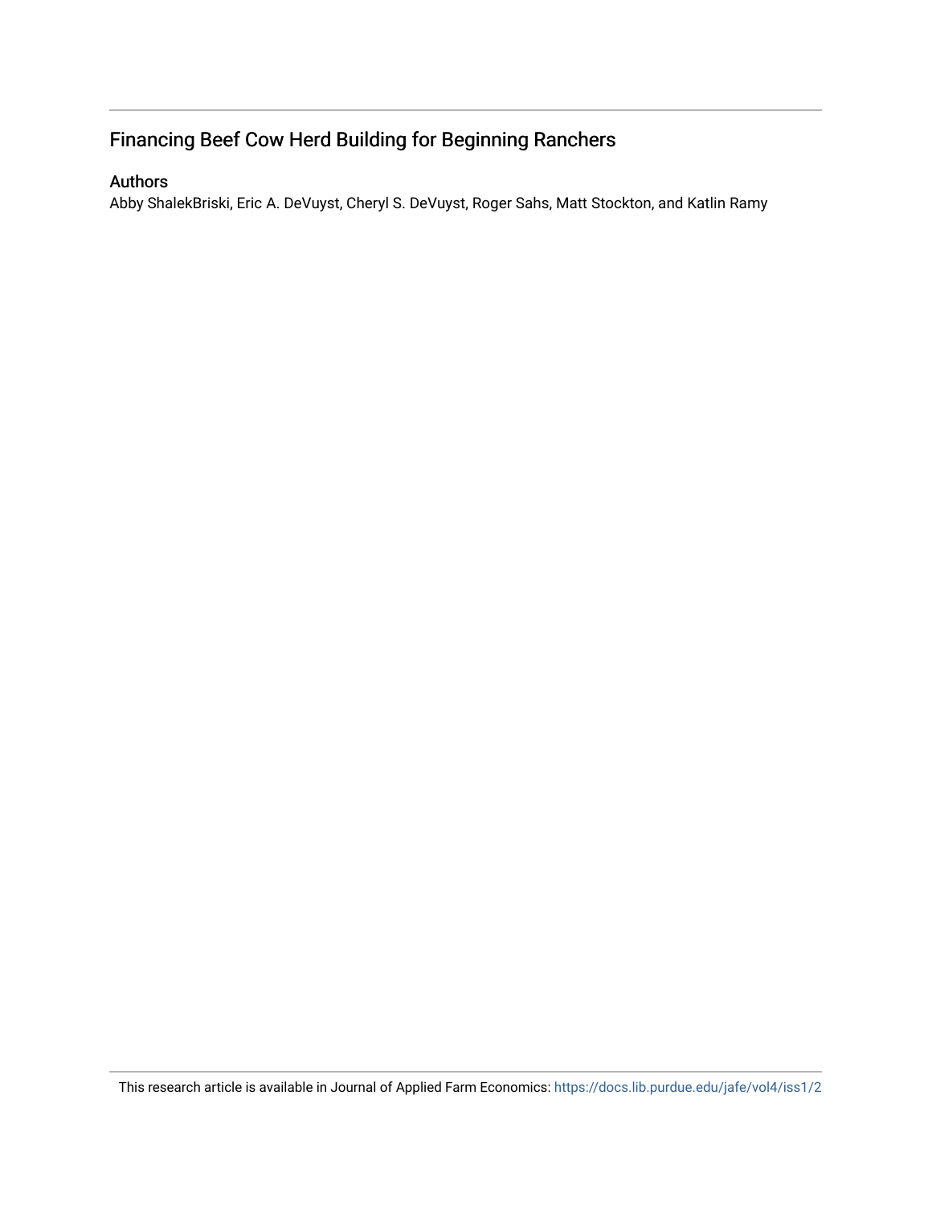# Financing Beef Cow Herd Building for Beginning Ranchers

## Authors

Abby ShalekBriski, Eric A. DeVuyst, Cheryl S. DeVuyst, Roger Sahs, Matt Stockton, and Katlin Ramy

This research article is available in Journal of Applied Farm Economics: https://docs.lib.purdue.edu/jafe/vol4/iss1/2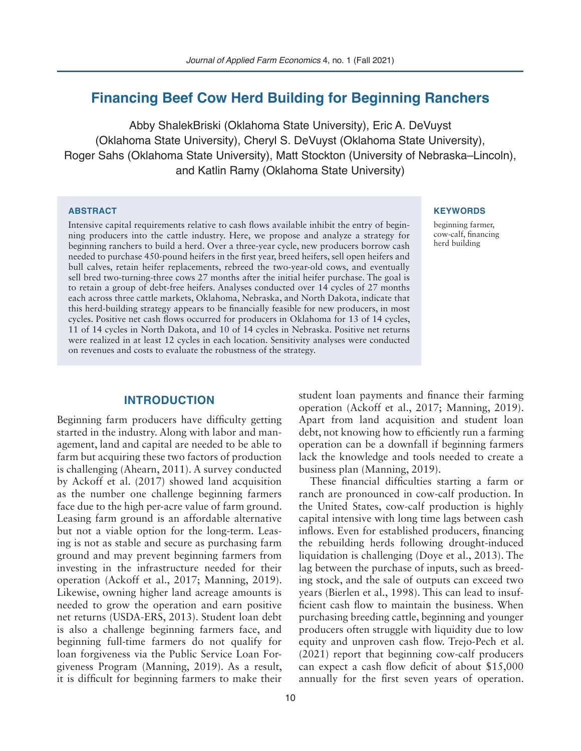# Financing Beef Cow Herd Building for Beginning Ranchers

Abby ShalekBriski (Oklahoma State University), Eric A. DeVuyst (Oklahoma State University), Cheryl S. DeVuyst (Oklahoma State University), Roger Sahs (Oklahoma State University), Matt Stockton (University of Nebraska–Lincoln), and Katlin Ramy (Oklahoma State University)

### ABSTRACT

Intensive capital requirements relative to cash flows available inhibit the entry of beginning producers into the cattle industry. Here, we propose and analyze a strategy for beginning ranchers to build a herd. Over a three-year cycle, new producers borrow cash needed to purchase 450-pound heifers in the first year, breed heifers, sell open heifers and bull calves, retain heifer replacements, rebreed the two-year-old cows, and eventually sell bred two-turning-three cows 27 months after the initial heifer purchase. The goal is to retain a group of debt-free heifers. Analyses conducted over 14 cycles of 27 months each across three cattle markets, Oklahoma, Nebraska, and North Dakota, indicate that this herd-building strategy appears to be financially feasible for new producers, in most cycles. Positive net cash flows occurred for producers in Oklahoma for 13 of 14 cycles, 11 of 14 cycles in North Dakota, and 10 of 14 cycles in Nebraska. Positive net returns were realized in at least 12 cycles in each location. Sensitivity analyses were conducted on revenues and costs to evaluate the robustness of the strategy.

### KEYWORDS

beginning farmer, cow-calf, financing herd building

## INTRODUCTION

Beginning farm producers have difficulty getting started in the industry. Along with labor and management, land and capital are needed to be able to farm but acquiring these two factors of production is challenging (Ahearn, 2011). A survey conducted by Ackoff et al. (2017) showed land acquisition as the number one challenge beginning farmers face due to the high per-acre value of farm ground. Leasing farm ground is an affordable alternative but not a viable option for the long-term. Leasing is not as stable and secure as purchasing farm ground and may prevent beginning farmers from investing in the infrastructure needed for their operation (Ackoff et al., 2017; Manning, 2019). Likewise, owning higher land acreage amounts is needed to grow the operation and earn positive net returns (USDA-ERS, 2013). Student loan debt is also a challenge beginning farmers face, and beginning full-time farmers do not qualify for loan forgiveness via the Public Service Loan Forgiveness Program (Manning, 2019). As a result, it is difficult for beginning farmers to make their student loan payments and finance their farming operation (Ackoff et al., 2017; Manning, 2019). Apart from land acquisition and student loan debt, not knowing how to efficiently run a farming operation can be a downfall if beginning farmers lack the knowledge and tools needed to create a business plan (Manning, 2019).

These financial difficulties starting a farm or ranch are pronounced in cow-calf production. In the United States, cow-calf production is highly capital intensive with long time lags between cash inflows. Even for established producers, financing the rebuilding herds following drought-induced liquidation is challenging (Doye et al., 2013). The lag between the purchase of inputs, such as breeding stock, and the sale of outputs can exceed two years (Bierlen et al., 1998). This can lead to insufficient cash flow to maintain the business. When purchasing breeding cattle, beginning and younger producers often struggle with liquidity due to low equity and unproven cash flow. Trejo-Pech et al. (2021) report that beginning cow-calf producers can expect a cash flow deficit of about $15,000 annually for the first seven years of operation.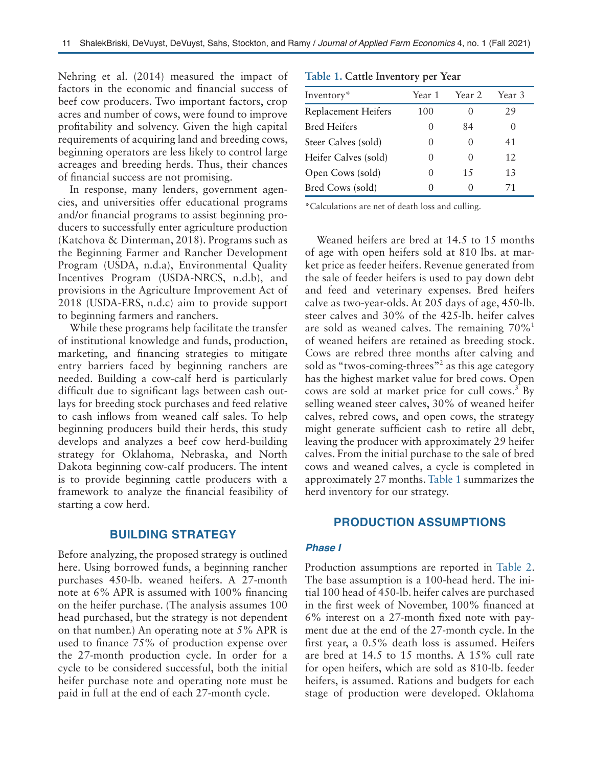Nehring et al. (2014) measured the impact of factors in the economic and financial success of beef cow producers. Two important factors, crop acres and number of cows, were found to improve profitability and solvency. Given the high capital requirements of acquiring land and breeding cows, beginning operators are less likely to control large acreages and breeding herds. Thus, their chances of financial success are not promising.

In response, many lenders, government agencies, and universities offer educational programs and/or financial programs to assist beginning producers to successfully enter agriculture production (Katchova & Dinterman, 2018). Programs such as the Beginning Farmer and Rancher Development Program (USDA, n.d.a), Environmental Quality Incentives Program (USDA-NRCS, n.d.b), and provisions in the Agriculture Improvement Act of 2018 (USDA-ERS, n.d.c) aim to provide support to beginning farmers and ranchers.

While these programs help facilitate the transfer of institutional knowledge and funds, production, marketing, and financing strategies to mitigate entry barriers faced by beginning ranchers are needed. Building a cow-calf herd is particularly difficult due to significant lags between cash outlays for breeding stock purchases and feed relative to cash inflows from weaned calf sales. To help beginning producers build their herds, this study develops and analyzes a beef cow herd-building strategy for Oklahoma, Nebraska, and North Dakota beginning cow-calf producers. The intent is to provide beginning cattle producers with a framework to analyze the financial feasibility of starting a cow herd.

## BUILDING STRATEGY

Before analyzing, the proposed strategy is outlined here. Using borrowed funds, a beginning rancher purchases 450-lb. weaned heifers. A 27-month note at 6% APR is assumed with 100% financing on the heifer purchase. (The analysis assumes 100 head purchased, but the strategy is not dependent on that number.) An operating note at 5% APR is used to finance 75% of production expense over the 27-month production cycle. In order for a cycle to be considered successful, both the initial heifer purchase note and operating note must be paid in full at the end of each 27-month cycle.

**Table 1. Cattle Inventory per Year**

| Inventory* | Year 1 | Year 2 | Year 3 |
|---|---|---|---|
| Replacement Heifers | 100 | 0 | 29 |
| Bred Heifers | 0 | 84 | 0 |
| Steer Calves (sold) | 0 | 0 | 41 |
| Heifer Calves (sold) | 0 | 0 | 12 |
| Open Cows (sold) | 0 | 15 | 13 |
| Bred Cows (sold) | 0 | 0 | 71 |

*Calculations are net of death loss and culling.

Weaned heifers are bred at 14.5 to 15 months of age with open heifers sold at 810 lbs. at market price as feeder heifers. Revenue generated from the sale of feeder heifers is used to pay down debt and feed and veterinary expenses. Bred heifers calve as two-year-olds. At 205 days of age, 450-lb. steer calves and 30% of the 425-lb. heifer calves are sold as weaned calves. The remaining 70%[1] of weaned heifers are retained as breeding stock. Cows are rebred three months after calving and sold as "twos-coming-threes"[2] as this age category has the highest market value for bred cows. Open cows are sold at market price for cull cows.[3] By selling weaned steer calves, 30% of weaned heifer calves, rebred cows, and open cows, the strategy might generate sufficient cash to retire all debt, leaving the producer with approximately 29 heifer calves. From the initial purchase to the sale of bred cows and weaned calves, a cycle is completed in approximately 27 months. Table 1 summarizes the herd inventory for our strategy.

## PRODUCTION ASSUMPTIONS

### *Phase I*

Production assumptions are reported in Table 2. The base assumption is a 100-head herd. The initial 100 head of 450-lb. heifer calves are purchased in the first week of November, 100% financed at 6% interest on a 27-month fixed note with payment due at the end of the 27-month cycle. In the first year, a 0.5% death loss is assumed. Heifers are bred at 14.5 to 15 months. A 15% cull rate for open heifers, which are sold as 810-lb. feeder heifers, is assumed. Rations and budgets for each stage of production were developed. Oklahoma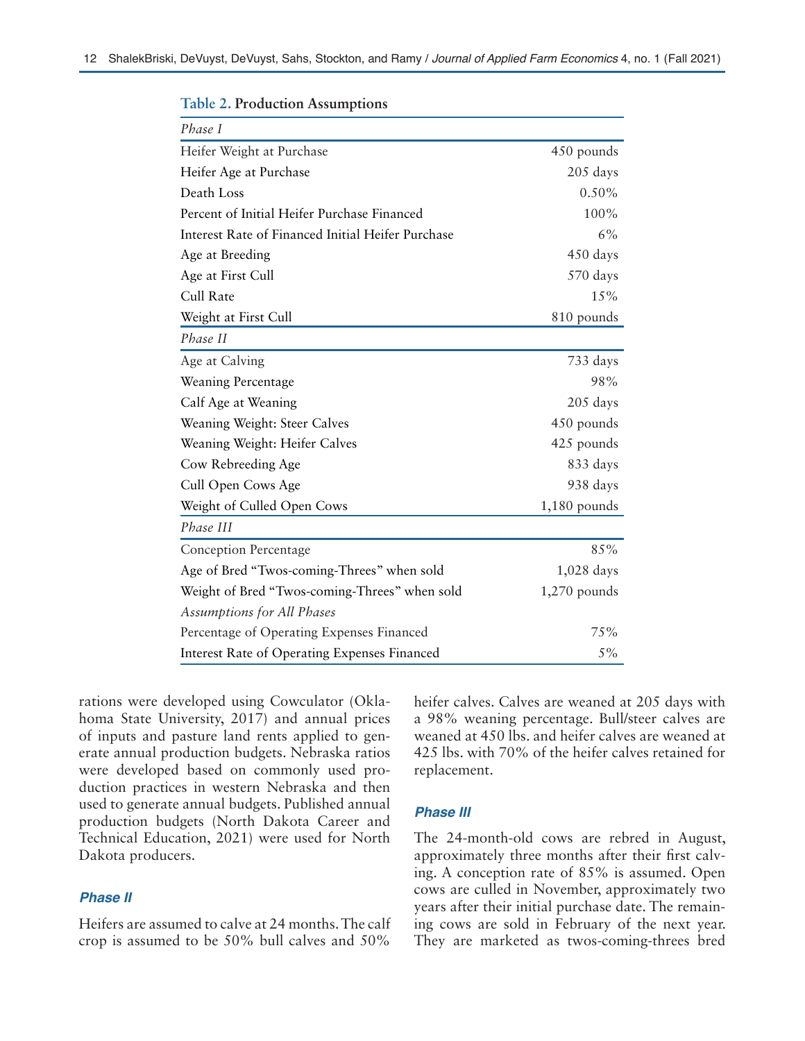**Table 2. Production Assumptions**

| | |
|---|---|
| *Phase I* | |
| Heifer Weight at Purchase | 450 pounds |
| Heifer Age at Purchase | 205 days |
| Death Loss | 0.50% |
| Percent of Initial Heifer Purchase Financed | 100% |
| Interest Rate of Financed Initial Heifer Purchase | 6% |
| Age at Breeding | 450 days |
| Age at First Cull | 570 days |
| Cull Rate | 15% |
| Weight at First Cull | 810 pounds |
| *Phase II* | |
| Age at Calving | 733 days |
| Weaning Percentage | 98% |
| Calf Age at Weaning | 205 days |
| Weaning Weight: Steer Calves | 450 pounds |
| Weaning Weight: Heifer Calves | 425 pounds |
| Cow Rebreeding Age | 833 days |
| Cull Open Cows Age | 938 days |
| Weight of Culled Open Cows | 1,180 pounds |
| *Phase III* | |
| Conception Percentage | 85% |
| Age of Bred "Twos-coming-Threes" when sold | 1,028 days |
| Weight of Bred "Twos-coming-Threes" when sold | 1,270 pounds |
| *Assumptions for All Phases* | |
| Percentage of Operating Expenses Financed | 75% |
| Interest Rate of Operating Expenses Financed | 5% |

rations were developed using Cowculator (Oklahoma State University, 2017) and annual prices of inputs and pasture land rents applied to generate annual production budgets. Nebraska ratios were developed based on commonly used production practices in western Nebraska and then used to generate annual budgets. Published annual production budgets (North Dakota Career and Technical Education, 2021) were used for North Dakota producers.

### *Phase II*

Heifers are assumed to calve at 24 months. The calf crop is assumed to be 50% bull calves and 50% heifer calves. Calves are weaned at 205 days with a 98% weaning percentage. Bull/steer calves are weaned at 450 lbs. and heifer calves are weaned at 425 lbs. with 70% of the heifer calves retained for replacement.

### *Phase III*

The 24-month-old cows are rebred in August, approximately three months after their first calving. A conception rate of 85% is assumed. Open cows are culled in November, approximately two years after their initial purchase date. The remaining cows are sold in February of the next year. They are marketed as twos-coming-threes bred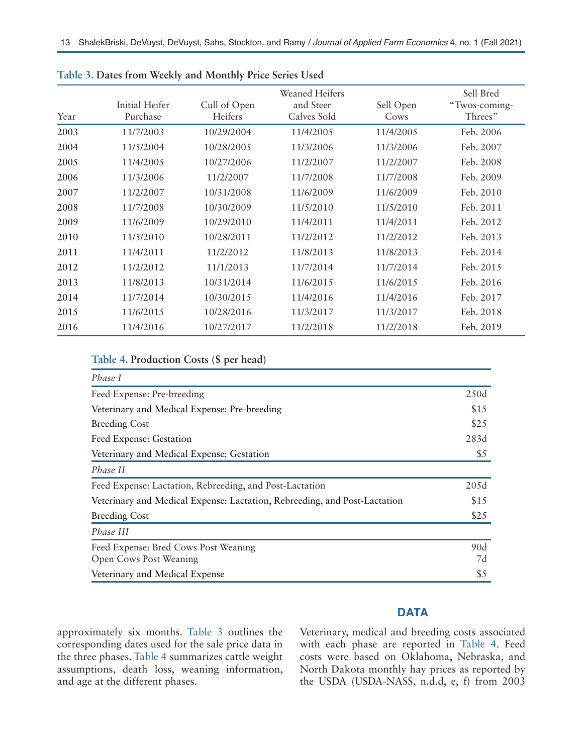**Table 3.** Dates from Weekly and Monthly Price Series Used

| Year | Initial Heifer Purchase | Cull of Open Heifers | Weaned Heifers and Steer Calves Sold | Sell Open Cows | Sell Bred "Twos-coming-Threes" |
|---|---|---|---|---|---|
| 2003 | 11/7/2003 | 10/29/2004 | 11/4/2005 | 11/4/2005 | Feb. 2006 |
| 2004 | 11/5/2004 | 10/28/2005 | 11/3/2006 | 11/3/2006 | Feb. 2007 |
| 2005 | 11/4/2005 | 10/27/2006 | 11/2/2007 | 11/2/2007 | Feb. 2008 |
| 2006 | 11/3/2006 | 11/2/2007 | 11/7/2008 | 11/7/2008 | Feb. 2009 |
| 2007 | 11/2/2007 | 10/31/2008 | 11/6/2009 | 11/6/2009 | Feb. 2010 |
| 2008 | 11/7/2008 | 10/30/2009 | 11/5/2010 | 11/5/2010 | Feb. 2011 |
| 2009 | 11/6/2009 | 10/29/2010 | 11/4/2011 | 11/4/2011 | Feb. 2012 |
| 2010 | 11/5/2010 | 10/28/2011 | 11/2/2012 | 11/2/2012 | Feb. 2013 |
| 2011 | 11/4/2011 | 11/2/2012 | 11/8/2013 | 11/8/2013 | Feb. 2014 |
| 2012 | 11/2/2012 | 11/1/2013 | 11/7/2014 | 11/7/2014 | Feb. 2015 |
| 2013 | 11/8/2013 | 10/31/2014 | 11/6/2015 | 11/6/2015 | Feb. 2016 |
| 2014 | 11/7/2014 | 10/30/2015 | 11/4/2016 | 11/4/2016 | Feb. 2017 |
| 2015 | 11/6/2015 | 10/28/2016 | 11/3/2017 | 11/3/2017 | Feb. 2018 |
| 2016 | 11/4/2016 | 10/27/2017 | 11/2/2018 | 11/2/2018 | Feb. 2019 |

**Table 4.** Production Costs ($ per head)

| | |
|---|---|
| *Phase I* | |
| Feed Expense: Pre-breeding | 250d |
| Veterinary and Medical Expense: Pre-breeding | $15 |
| Breeding Cost | $25 |
| Feed Expense: Gestation | 283d |
| Veterinary and Medical Expense: Gestation | $5 |
| *Phase II* | |
| Feed Expense: Lactation, Rebreeding, and Post-Lactation | 205d |
| Veterinary and Medical Expense: Lactation, Rebreeding, and Post-Lactation | $15 |
| Breeding Cost | $25 |
| *Phase III* | |
| Feed Expense: Bred Cows Post Weaning | 90d |
| Open Cows Post Weaning | 7d |
| Veterinary and Medical Expense | $5 |

approximately six months. Table 3 outlines the corresponding dates used for the sale price data in the three phases. Table 4 summarizes cattle weight assumptions, death loss, weaning information, and age at the different phases.

## DATA

Veterinary, medical and breeding costs associated with each phase are reported in Table 4. Feed costs were based on Oklahoma, Nebraska, and North Dakota monthly hay prices as reported by the USDA (USDA-NASS, n.d.d, e, f) from 2003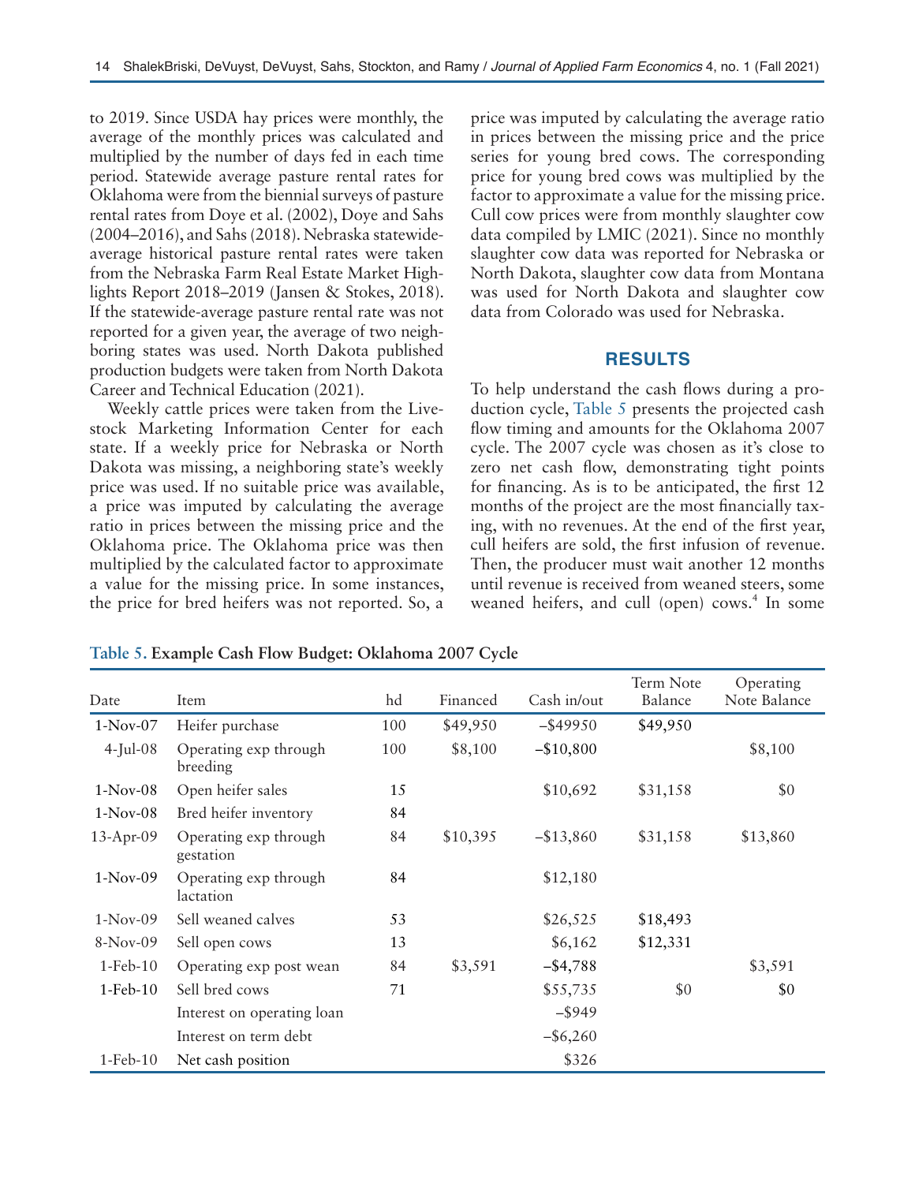to 2019. Since USDA hay prices were monthly, the average of the monthly prices was calculated and multiplied by the number of days fed in each time period. Statewide average pasture rental rates for Oklahoma were from the biennial surveys of pasture rental rates from Doye et al. (2002), Doye and Sahs (2004–2016), and Sahs (2018). Nebraska statewide-average historical pasture rental rates were taken from the Nebraska Farm Real Estate Market Highlights Report 2018–2019 (Jansen & Stokes, 2018). If the statewide-average pasture rental rate was not reported for a given year, the average of two neighboring states was used. North Dakota published production budgets were taken from North Dakota Career and Technical Education (2021).

Weekly cattle prices were taken from the Livestock Marketing Information Center for each state. If a weekly price for Nebraska or North Dakota was missing, a neighboring state's weekly price was used. If no suitable price was available, a price was imputed by calculating the average ratio in prices between the missing price and the Oklahoma price. The Oklahoma price was then multiplied by the calculated factor to approximate a value for the missing price. In some instances, the price for bred heifers was not reported. So, a price was imputed by calculating the average ratio in prices between the missing price and the price series for young bred cows. The corresponding price for young bred cows was multiplied by the factor to approximate a value for the missing price. Cull cow prices were from monthly slaughter cow data compiled by LMIC (2021). Since no monthly slaughter cow data was reported for Nebraska or North Dakota, slaughter cow data from Montana was used for North Dakota and slaughter cow data from Colorado was used for Nebraska.

## RESULTS

To help understand the cash flows during a production cycle, Table 5 presents the projected cash flow timing and amounts for the Oklahoma 2007 cycle. The 2007 cycle was chosen as it's close to zero net cash flow, demonstrating tight points for financing. As is to be anticipated, the first 12 months of the project are the most financially taxing, with no revenues. At the end of the first year, cull heifers are sold, the first infusion of revenue. Then, the producer must wait another 12 months until revenue is received from weaned steers, some weaned heifers, and cull (open) cows.[4] In some

**Table 5. Example Cash Flow Budget: Oklahoma 2007 Cycle**

| Date | Item | hd | Financed | Cash in/out | Term Note Balance | Operating Note Balance |
|---|---|---|---|---|---|---|
| 1-Nov-07 | Heifer purchase | 100 | $49,950 | –$49950 | $49,950 | |
| 4-Jul-08 | Operating exp through breeding | 100 | $8,100 | –$10,800 | | $8,100 |
| 1-Nov-08 | Open heifer sales | 15 | | $10,692 | $31,158 | $0 |
| 1-Nov-08 | Bred heifer inventory | 84 | | | | |
| 13-Apr-09 | Operating exp through gestation | 84 | $10,395 | –$13,860 | $31,158 | $13,860 |
| 1-Nov-09 | Operating exp through lactation | 84 | | $12,180 | | |
| 1-Nov-09 | Sell weaned calves | 53 | | $26,525 | $18,493 | |
| 8-Nov-09 | Sell open cows | 13 | | $6,162 | $12,331 | |
| 1-Feb-10 | Operating exp post wean | 84 | $3,591 | –$4,788 | | $3,591 |
| 1-Feb-10 | Sell bred cows | 71 | | $55,735 | $0 | $0 |
| | Interest on operating loan | | | –$949 | | |
| | Interest on term debt | | | –$6,260 | | |
| 1-Feb-10 | Net cash position | | | $326 | | |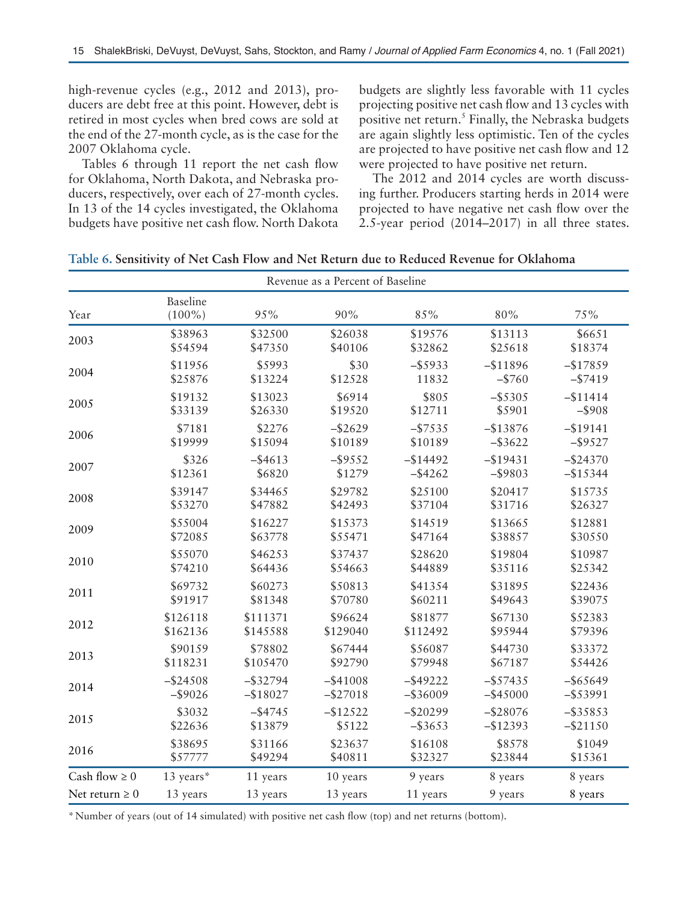high-revenue cycles (e.g., 2012 and 2013), producers are debt free at this point. However, debt is retired in most cycles when bred cows are sold at the end of the 27-month cycle, as is the case for the 2007 Oklahoma cycle.

Tables 6 through 11 report the net cash flow for Oklahoma, North Dakota, and Nebraska producers, respectively, over each of 27-month cycles. In 13 of the 14 cycles investigated, the Oklahoma budgets have positive net cash flow. North Dakota budgets are slightly less favorable with 11 cycles projecting positive net cash flow and 13 cycles with positive net return.[5] Finally, the Nebraska budgets are again slightly less optimistic. Ten of the cycles are projected to have positive net cash flow and 12 were projected to have positive net return.

The 2012 and 2014 cycles are worth discussing further. Producers starting herds in 2014 were projected to have negative net cash flow over the 2.5-year period (2014–2017) in all three states.

**Table 6. Sensitivity of Net Cash Flow and Net Return due to Reduced Revenue for Oklahoma**

| | Revenue as a Percent of Baseline | | | | | |
|---|---|---|---|---|---|---|
| Year | Baseline (100%) | 95% | 90% | 85% | 80% | 75% |
| 2003 | \$38963<br>\$54594 | \$32500<br>\$47350 | \$26038<br>\$40106 | \$19576<br>\$32862 | \$13113<br>\$25618 | \$6651<br>\$18374 |
| 2004 | \$11956<br>\$25876 | \$5993<br>\$13224 | \$30<br>\$12528 | –\$5933<br>11832 | –\$11896<br>–\$760 | –\$17859<br>–\$7419 |
| 2005 | \$19132<br>\$33139 | \$13023<br>\$26330 | \$6914<br>\$19520 | \$805<br>\$12711 | –\$5305<br>\$5901 | –\$11414<br>–\$908 |
| 2006 | \$7181<br>\$19999 | \$2276<br>\$15094 | –\$2629<br>\$10189 | –\$7535<br>\$10189 | –\$13876<br>–\$3622 | –\$19141<br>–\$9527 |
| 2007 | \$326<br>\$12361 | –\$4613<br>\$6820 | –\$9552<br>\$1279 | –\$14492<br>–\$4262 | –\$19431<br>–\$9803 | –\$24370<br>–\$15344 |
| 2008 | \$39147<br>\$53270 | \$34465<br>\$47882 | \$29782<br>\$42493 | \$25100<br>\$37104 | \$20417<br>\$31716 | \$15735<br>\$26327 |
| 2009 | \$55004<br>\$72085 | \$16227<br>\$63778 | \$15373<br>\$55471 | \$14519<br>\$47164 | \$13665<br>\$38857 | \$12881<br>\$30550 |
| 2010 | \$55070<br>\$74210 | \$46253<br>\$64436 | \$37437<br>\$54663 | \$28620<br>\$44889 | \$19804<br>\$35116 | \$10987<br>\$25342 |
| 2011 | \$69732<br>\$91917 | \$60273<br>\$81348 | \$50813<br>\$70780 | \$41354<br>\$60211 | \$31895<br>\$49643 | \$22436<br>\$39075 |
| 2012 | \$126118<br>\$162136 | \$111371<br>\$145588 | \$96624<br>\$129040 | \$81877<br>\$112492 | \$67130<br>\$95944 | \$52383<br>\$79396 |
| 2013 | \$90159<br>\$118231 | \$78802<br>\$105470 | \$67444<br>\$92790 | \$56087<br>\$79948 | \$44730<br>\$67187 | \$33372<br>\$54426 |
| 2014 | –\$24508<br>–\$9026 | –\$32794<br>–\$18027 | –\$41008<br>–\$27018 | –\$49222<br>–\$36009 | –\$57435<br>–\$45000 | –\$65649<br>–\$53991 |
| 2015 | \$3032<br>\$22636 | –\$4745<br>\$13879 | –\$12522<br>\$5122 | –\$20299<br>–\$3653 | –\$28076<br>–\$12393 | –\$35853<br>–\$21150 |
| 2016 | \$38695<br>\$57777 | \$31166<br>\$49294 | \$23637<br>\$40811 | \$16108<br>\$32327 | \$8578<br>\$23844 | \$1049<br>\$15361 |
| Cash flow ≥ 0 | 13 years* | 11 years | 10 years | 9 years | 8 years | 8 years |
| Net return ≥ 0 | 13 years | 13 years | 13 years | 11 years | 9 years | 8 years |

\* Number of years (out of 14 simulated) with positive net cash flow (top) and net returns (bottom).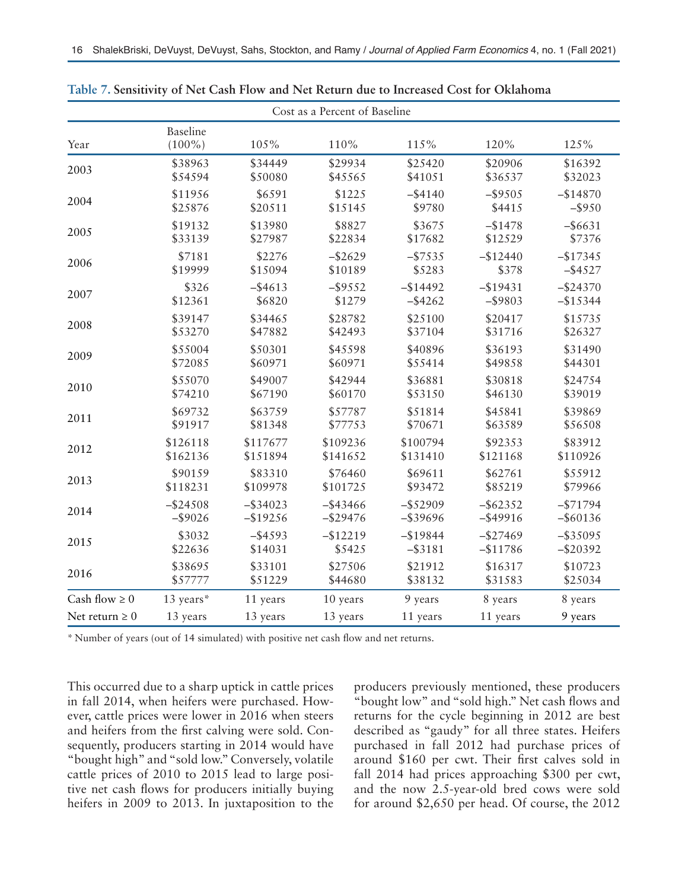**Table 7. Sensitivity of Net Cash Flow and Net Return due to Increased Cost for Oklahoma**

| | Cost as a Percent of Baseline | | | | | |
|---|---|---|---|---|---|---|
| Year | Baseline (100%) | 105% | 110% | 115% | 120% | 125% |
| 2003 | $38963<br>$54594 | $34449<br>$50080 | $29934<br>$45565 | $25420<br>$41051 | $20906<br>$36537 | $16392<br>$32023 |
| 2004 | $11956<br>$25876 | $6591<br>$20511 | $1225<br>$15145 | −$4140<br>$9780 | −$9505<br>$4415 | −$14870<br>−$950 |
| 2005 | $19132<br>$33139 | $13980<br>$27987 | $8827<br>$22834 | $3675<br>$17682 | −$1478<br>$12529 | −$6631<br>$7376 |
| 2006 | $7181<br>$19999 | $2276<br>$15094 | −$2629<br>$10189 | −$7535<br>$5283 | −$12440<br>$378 | −$17345<br>−$4527 |
| 2007 | $326<br>$12361 | −$4613<br>$6820 | −$9552<br>$1279 | −$14492<br>−$4262 | −$19431<br>−$9803 | −$24370<br>−$15344 |
| 2008 | $39147<br>$53270 | $34465<br>$47882 | $28782<br>$42493 | $25100<br>$37104 | $20417<br>$31716 | $15735<br>$26327 |
| 2009 | $55004<br>$72085 | $50301<br>$60971 | $45598<br>$60971 | $40896<br>$55414 | $36193<br>$49858 | $31490<br>$44301 |
| 2010 | $55070<br>$74210 | $49007<br>$67190 | $42944<br>$60170 | $36881<br>$53150 | $30818<br>$46130 | $24754<br>$39019 |
| 2011 | $69732<br>$91917 | $63759<br>$81348 | $57787<br>$77753 | $51814<br>$70671 | $45841<br>$63589 | $39869<br>$56508 |
| 2012 | $126118<br>$162136 | $117677<br>$151894 | $109236<br>$141652 | $100794<br>$131410 | $92353<br>$121168 | $83912<br>$110926 |
| 2013 | $90159<br>$118231 | $83310<br>$109978 | $76460<br>$101725 | $69611<br>$93472 | $62761<br>$85219 | $55912<br>$79966 |
| 2014 | −$24508<br>−$9026 | −$34023<br>−$19256 | −$43466<br>−$29476 | −$52909<br>−$39696 | −$62352<br>−$49916 | −$71794<br>−$60136 |
| 2015 | $3032<br>$22636 | −$4593<br>$14031 | −$12219<br>$5425 | −$19844<br>−$3181 | −$27469<br>−$11786 | −$35095<br>−$20392 |
| 2016 | $38695<br>$57777 | $33101<br>$51229 | $27506<br>$44680 | $21912<br>$38132 | $16317<br>$31583 | $10723<br>$25034 |
| Cash flow ≥ 0 | 13 years* | 11 years | 10 years | 9 years | 8 years | 8 years |
| Net return ≥ 0 | 13 years | 13 years | 13 years | 11 years | 11 years | 9 years |

* Number of years (out of 14 simulated) with positive net cash flow and net returns.

This occurred due to a sharp uptick in cattle prices in fall 2014, when heifers were purchased. However, cattle prices were lower in 2016 when steers and heifers from the first calving were sold. Consequently, producers starting in 2014 would have "bought high" and "sold low." Conversely, volatile cattle prices of 2010 to 2015 lead to large positive net cash flows for producers initially buying heifers in 2009 to 2013. In juxtaposition to the producers previously mentioned, these producers "bought low" and "sold high." Net cash flows and returns for the cycle beginning in 2012 are best described as "gaudy" for all three states. Heifers purchased in fall 2012 had purchase prices of around $160 per cwt. Their first calves sold in fall 2014 had prices approaching $300 per cwt, and the now 2.5-year-old bred cows were sold for around $2,650 per head. Of course, the 2012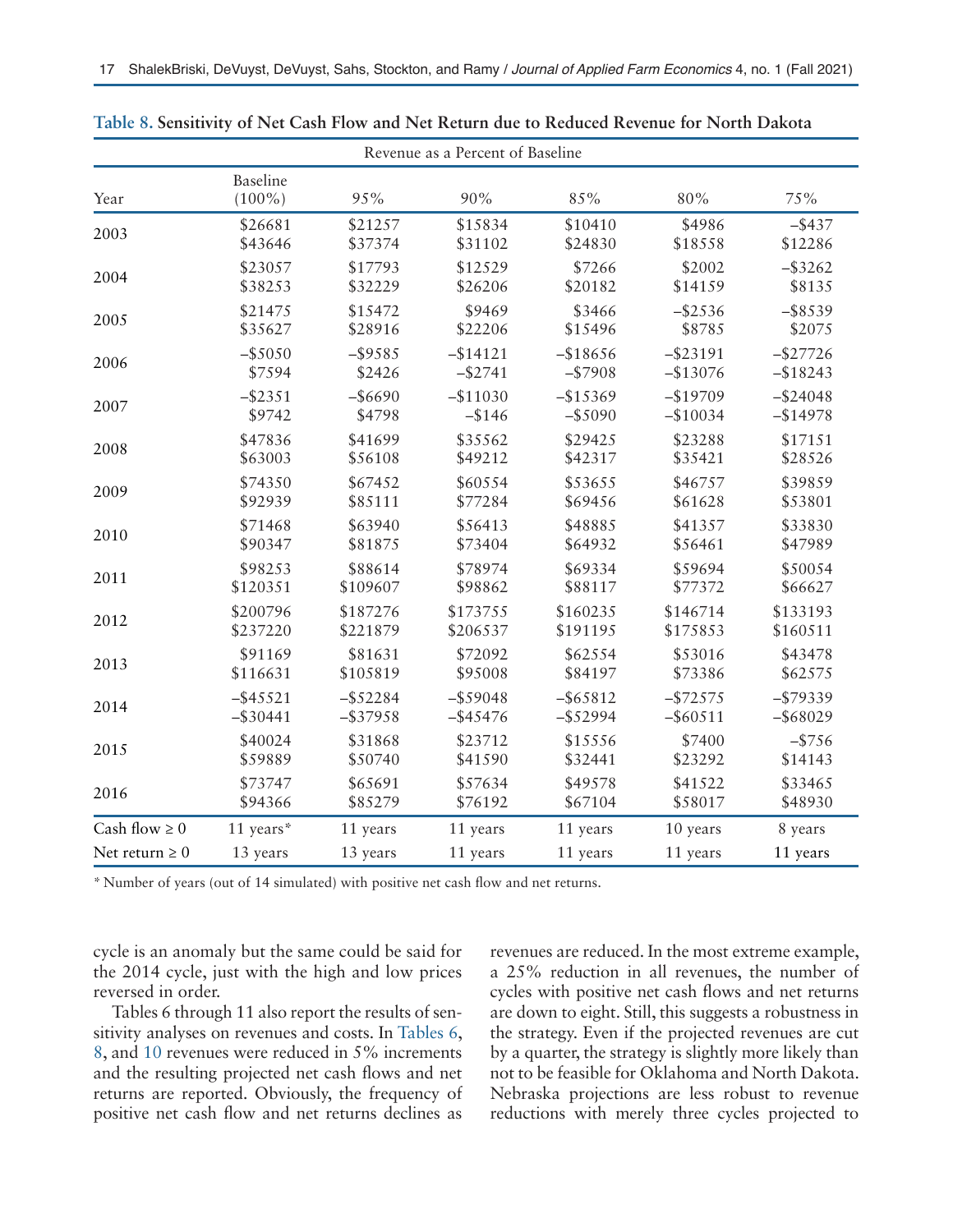**Table 8. Sensitivity of Net Cash Flow and Net Return due to Reduced Revenue for North Dakota**

| | Revenue as a Percent of Baseline | | | | | |
|---|---|---|---|---|---|---|
| Year | Baseline (100%) | 95% | 90% | 85% | 80% | 75% |
| 2003 | $26681<br>$43646 | $21257<br>$37374 | $15834<br>$31102 | $10410<br>$24830 | $4986<br>$18558 | −$437<br>$12286 |
| 2004 | $23057<br>$38253 | $17793<br>$32229 | $12529<br>$26206 | $7266<br>$20182 | $2002<br>$14159 | −$3262<br>$8135 |
| 2005 | $21475<br>$35627 | $15472<br>$28916 | $9469<br>$22206 | $3466<br>$15496 | −$2536<br>$8785 | −$8539<br>$2075 |
| 2006 | −$5050<br>$7594 | −$9585<br>$2426 | −$14121<br>−$2741 | −$18656<br>−$7908 | −$23191<br>−$13076 | −$27726<br>−$18243 |
| 2007 | −$2351<br>$9742 | −$6690<br>$4798 | −$11030<br>−$146 | −$15369<br>−$5090 | −$19709<br>−$10034 | −$24048<br>−$14978 |
| 2008 | $47836<br>$63003 | $41699<br>$56108 | $35562<br>$49212 | $29425<br>$42317 | $23288<br>$35421 | $17151<br>$28526 |
| 2009 | $74350<br>$92939 | $67452<br>$85111 | $60554<br>$77284 | $53655<br>$69456 | $46757<br>$61628 | $39859<br>$53801 |
| 2010 | $71468<br>$90347 | $63940<br>$81875 | $56413<br>$73404 | $48885<br>$64932 | $41357<br>$56461 | $33830<br>$47989 |
| 2011 | $98253<br>$120351 | $88614<br>$109607 | $78974<br>$98862 | $69334<br>$88117 | $59694<br>$77372 | $50054<br>$66627 |
| 2012 | $200796<br>$237220 | $187276<br>$221879 | $173755<br>$206537 | $160235<br>$191195 | $146714<br>$175853 | $133193<br>$160511 |
| 2013 | $91169<br>$116631 | $81631<br>$105819 | $72092<br>$95008 | $62554<br>$84197 | $53016<br>$73386 | $43478<br>$62575 |
| 2014 | −$45521<br>−$30441 | −$52284<br>−$37958 | −$59048<br>−$45476 | −$65812<br>−$52994 | −$72575<br>−$60511 | −$79339<br>−$68029 |
| 2015 | $40024<br>$59889 | $31868<br>$50740 | $23712<br>$41590 | $15556<br>$32441 | $7400<br>$23292 | −$756<br>$14143 |
| 2016 | $73747<br>$94366 | $65691<br>$85279 | $57634<br>$76192 | $49578<br>$67104 | $41522<br>$58017 | $33465<br>$48930 |
| Cash flow ≥ 0 | 11 years* | 11 years | 11 years | 11 years | 10 years | 8 years |
| Net return ≥ 0 | 13 years | 13 years | 11 years | 11 years | 11 years | 11 years |

\* Number of years (out of 14 simulated) with positive net cash flow and net returns.

cycle is an anomaly but the same could be said for the 2014 cycle, just with the high and low prices reversed in order.

Tables 6 through 11 also report the results of sensitivity analyses on revenues and costs. In Tables 6, 8, and 10 revenues were reduced in 5% increments and the resulting projected net cash flows and net returns are reported. Obviously, the frequency of positive net cash flow and net returns declines as revenues are reduced. In the most extreme example, a 25% reduction in all revenues, the number of cycles with positive net cash flows and net returns are down to eight. Still, this suggests a robustness in the strategy. Even if the projected revenues are cut by a quarter, the strategy is slightly more likely than not to be feasible for Oklahoma and North Dakota. Nebraska projections are less robust to revenue reductions with merely three cycles projected to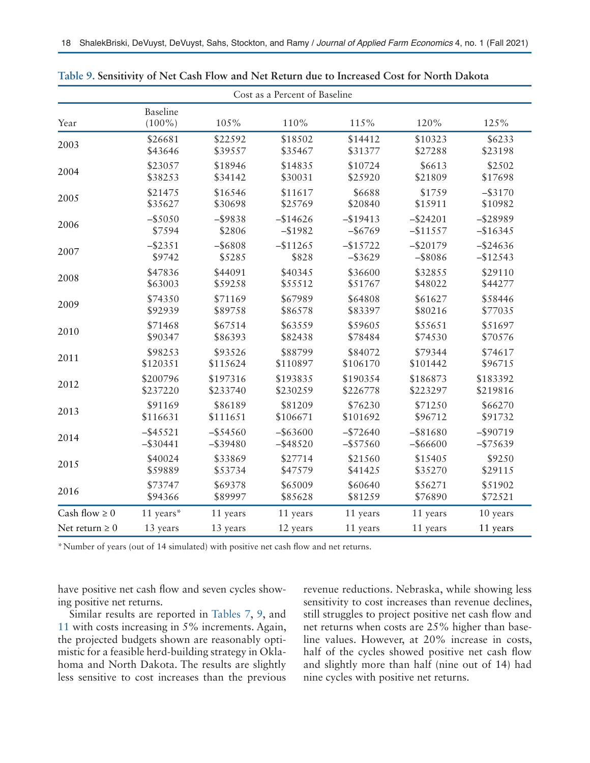**Table 9. Sensitivity of Net Cash Flow and Net Return due to Increased Cost for North Dakota**

| | Cost as a Percent of Baseline | | | | | |
|---|---|---|---|---|---|---|
| Year | Baseline (100%) | 105% | 110% | 115% | 120% | 125% |
| 2003 | $26681<br>$43646 | $22592<br>$39557 | $18502<br>$35467 | $14412<br>$31377 | $10323<br>$27288 | $6233<br>$23198 |
| 2004 | $23057<br>$38253 | $18946<br>$34142 | $14835<br>$30031 | $10724<br>$25920 | $6613<br>$21809 | $2502<br>$17698 |
| 2005 | $21475<br>$35627 | $16546<br>$30698 | $11617<br>$25769 | $6688<br>$20840 | $1759<br>$15911 | –$3170<br>$10982 |
| 2006 | –$5050<br>$7594 | –$9838<br>$2806 | –$14626<br>–$1982 | –$19413<br>–$6769 | –$24201<br>–$11557 | –$28989<br>–$16345 |
| 2007 | –$2351<br>$9742 | –$6808<br>$5285 | –$11265<br>$828 | –$15722<br>–$3629 | –$20179<br>–$8086 | –$24636<br>–$12543 |
| 2008 | $47836<br>$63003 | $44091<br>$59258 | $40345<br>$55512 | $36600<br>$51767 | $32855<br>$48022 | $29110<br>$44277 |
| 2009 | $74350<br>$92939 | $71169<br>$89758 | $67989<br>$86578 | $64808<br>$83397 | $61627<br>$80216 | $58446<br>$77035 |
| 2010 | $71468<br>$90347 | $67514<br>$86393 | $63559<br>$82438 | $59605<br>$78484 | $55651<br>$74530 | $51697<br>$70576 |
| 2011 | $98253<br>$120351 | $93526<br>$115624 | $88799<br>$110897 | $84072<br>$106170 | $79344<br>$101442 | $74617<br>$96715 |
| 2012 | $200796<br>$237220 | $197316<br>$233740 | $193835<br>$230259 | $190354<br>$226778 | $186873<br>$223297 | $183392<br>$219816 |
| 2013 | $91169<br>$116631 | $86189<br>$111651 | $81209<br>$106671 | $76230<br>$101692 | $71250<br>$96712 | $66270<br>$91732 |
| 2014 | –$45521<br>–$30441 | –$54560<br>–$39480 | –$63600<br>–$48520 | –$72640<br>–$57560 | –$81680<br>–$66600 | –$90719<br>–$75639 |
| 2015 | $40024<br>$59889 | $33869<br>$53734 | $27714<br>$47579 | $21560<br>$41425 | $15405<br>$35270 | $9250<br>$29115 |
| 2016 | $73747<br>$94366 | $69378<br>$89997 | $65009<br>$85628 | $60640<br>$81259 | $56271<br>$76890 | $51902<br>$72521 |
| Cash flow ≥ 0 | 11 years* | 11 years | 11 years | 11 years | 11 years | 10 years |
| Net return ≥ 0 | 13 years | 13 years | 12 years | 11 years | 11 years | 11 years |

*Number of years (out of 14 simulated) with positive net cash flow and net returns.

have positive net cash flow and seven cycles showing positive net returns.

Similar results are reported in Tables 7, 9, and 11 with costs increasing in 5% increments. Again, the projected budgets shown are reasonably optimistic for a feasible herd-building strategy in Oklahoma and North Dakota. The results are slightly less sensitive to cost increases than the previous revenue reductions. Nebraska, while showing less sensitivity to cost increases than revenue declines, still struggles to project positive net cash flow and net returns when costs are 25% higher than baseline values. However, at 20% increase in costs, half of the cycles showed positive net cash flow and slightly more than half (nine out of 14) had nine cycles with positive net returns.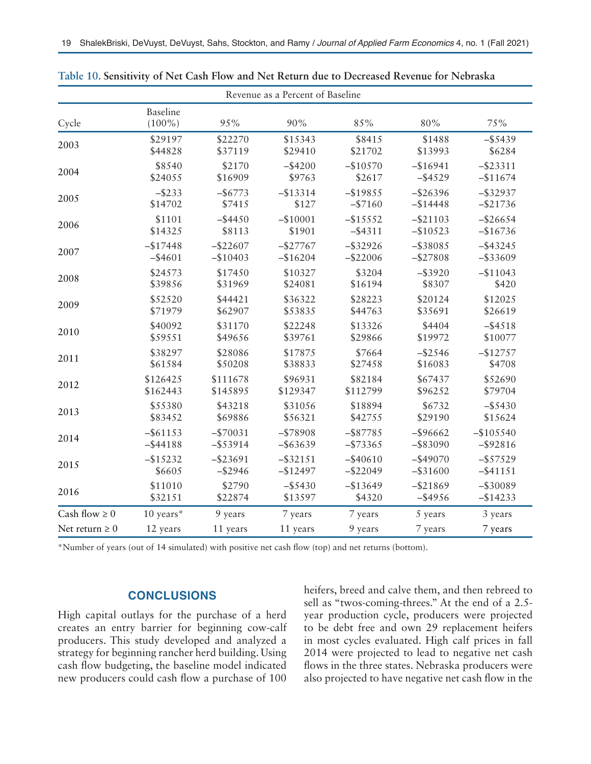**Table 10. Sensitivity of Net Cash Flow and Net Return due to Decreased Revenue for Nebraska**

| | Revenue as a Percent of Baseline | | | | | |
|---|---|---|---|---|---|---|
| Cycle | Baseline (100%) | 95% | 90% | 85% | 80% | 75% |
| 2003 | \$29197<br>\$44828 | \$22270<br>\$37119 | \$15343<br>\$29410 | \$8415<br>\$21702 | \$1488<br>\$13993 | −\$5439<br>\$6284 |
| 2004 | \$8540<br>\$24055 | \$2170<br>\$16909 | −\$4200<br>\$9763 | −\$10570<br>\$2617 | −\$16941<br>−\$4529 | −\$23311<br>−\$11674 |
| 2005 | −\$233<br>\$14702 | −\$6773<br>\$7415 | −\$13314<br>\$127 | −\$19855<br>−\$7160 | −\$26396<br>−\$14448 | −\$32937<br>−\$21736 |
| 2006 | \$1101<br>\$14325 | −\$4450<br>\$8113 | −\$10001<br>\$1901 | −\$15552<br>−\$4311 | −\$21103<br>−\$10523 | −\$26654<br>−\$16736 |
| 2007 | −\$17448<br>−\$4601 | −\$22607<br>−\$10403 | −\$27767<br>−\$16204 | −\$32926<br>−\$22006 | −\$38085<br>−\$27808 | −\$43245<br>−\$33609 |
| 2008 | \$24573<br>\$39856 | \$17450<br>\$31969 | \$10327<br>\$24081 | \$3204<br>\$16194 | −\$3920<br>\$8307 | −\$11043<br>\$420 |
| 2009 | \$52520<br>\$71979 | \$44421<br>\$62907 | \$36322<br>\$53835 | \$28223<br>\$44763 | \$20124<br>\$35691 | \$12025<br>\$26619 |
| 2010 | \$40092<br>\$59551 | \$31170<br>\$49656 | \$22248<br>\$39761 | \$13326<br>\$29866 | \$4404<br>\$19972 | −\$4518<br>\$10077 |
| 2011 | \$38297<br>\$61584 | \$28086<br>\$50208 | \$17875<br>\$38833 | \$7664<br>\$27458 | −\$2546<br>\$16083 | −\$12757<br>\$4708 |
| 2012 | \$126425<br>\$162443 | \$111678<br>\$145895 | \$96931<br>\$129347 | \$82184<br>\$112799 | \$67437<br>\$96252 | \$52690<br>\$79704 |
| 2013 | \$55380<br>\$83452 | \$43218<br>\$69886 | \$31056<br>\$56321 | \$18894<br>\$42755 | \$6732<br>\$29190 | −\$5430<br>\$15624 |
| 2014 | −\$61153<br>−\$44188 | −\$70031<br>−\$53914 | −\$78908<br>−\$63639 | −\$87785<br>−\$73365 | −\$96662<br>−\$83090 | −\$105540<br>−\$92816 |
| 2015 | −\$15232<br>\$6605 | −\$23691<br>−\$2946 | −\$32151<br>−\$12497 | −\$40610<br>−\$22049 | −\$49070<br>−\$31600 | −\$57529<br>−\$41151 |
| 2016 | \$11010<br>\$32151 | \$2790<br>\$22874 | −\$5430<br>\$13597 | −\$13649<br>\$4320 | −\$21869<br>−\$4956 | −\$30089<br>−\$14233 |
| Cash flow ≥ 0 | 10 years* | 9 years | 7 years | 7 years | 5 years | 3 years |
| Net return ≥ 0 | 12 years | 11 years | 11 years | 9 years | 7 years | 7 years |

*Number of years (out of 14 simulated) with positive net cash flow (top) and net returns (bottom).

## CONCLUSIONS

High capital outlays for the purchase of a herd creates an entry barrier for beginning cow-calf producers. This study developed and analyzed a strategy for beginning rancher herd building. Using cash flow budgeting, the baseline model indicated new producers could cash flow a purchase of 100 heifers, breed and calve them, and then rebreed to sell as "twos-coming-threes." At the end of a 2.5-year production cycle, producers were projected to be debt free and own 29 replacement heifers in most cycles evaluated. High calf prices in fall 2014 were projected to lead to negative net cash flows in the three states. Nebraska producers were also projected to have negative net cash flow in the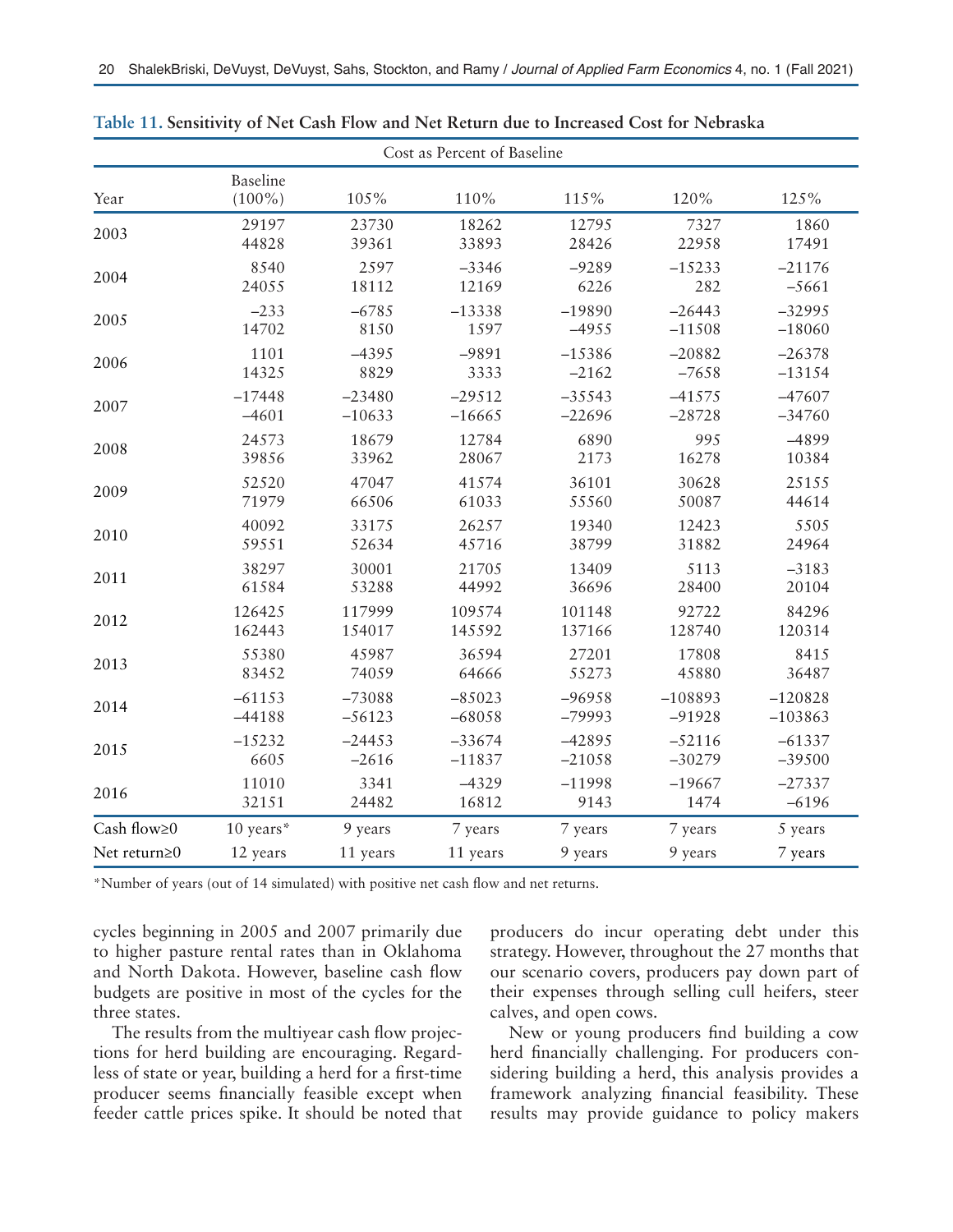**Table 11. Sensitivity of Net Cash Flow and Net Return due to Increased Cost for Nebraska**

| | Cost as Percent of Baseline | | | | | |
|---|---|---|---|---|---|---|
| Year | Baseline (100%) | 105% | 110% | 115% | 120% | 125% |
| 2003 | 29197 | 23730 | 18262 | 12795 | 7327 | 1860 |
| | 44828 | 39361 | 33893 | 28426 | 22958 | 17491 |
| 2004 | 8540 | 2597 | −3346 | −9289 | −15233 | −21176 |
| | 24055 | 18112 | 12169 | 6226 | 282 | −5661 |
| 2005 | −233 | −6785 | −13338 | −19890 | −26443 | −32995 |
| | 14702 | 8150 | 1597 | −4955 | −11508 | −18060 |
| 2006 | 1101 | −4395 | −9891 | −15386 | −20882 | −26378 |
| | 14325 | 8829 | 3333 | −2162 | −7658 | −13154 |
| 2007 | −17448 | −23480 | −29512 | −35543 | −41575 | −47607 |
| | −4601 | −10633 | −16665 | −22696 | −28728 | −34760 |
| 2008 | 24573 | 18679 | 12784 | 6890 | 995 | −4899 |
| | 39856 | 33962 | 28067 | 2173 | 16278 | 10384 |
| 2009 | 52520 | 47047 | 41574 | 36101 | 30628 | 25155 |
| | 71979 | 66506 | 61033 | 55560 | 50087 | 44614 |
| 2010 | 40092 | 33175 | 26257 | 19340 | 12423 | 5505 |
| | 59551 | 52634 | 45716 | 38799 | 31882 | 24964 |
| 2011 | 38297 | 30001 | 21705 | 13409 | 5113 | −3183 |
| | 61584 | 53288 | 44992 | 36696 | 28400 | 20104 |
| 2012 | 126425 | 117999 | 109574 | 101148 | 92722 | 84296 |
| | 162443 | 154017 | 145592 | 137166 | 128740 | 120314 |
| 2013 | 55380 | 45987 | 36594 | 27201 | 17808 | 8415 |
| | 83452 | 74059 | 64666 | 55273 | 45880 | 36487 |
| 2014 | −61153 | −73088 | −85023 | −96958 | −108893 | −120828 |
| | −44188 | −56123 | −68058 | −79993 | −91928 | −103863 |
| 2015 | −15232 | −24453 | −33674 | −42895 | −52116 | −61337 |
| | 6605 | −2616 | −11837 | −21058 | −30279 | −39500 |
| 2016 | 11010 | 3341 | −4329 | −11998 | −19667 | −27337 |
| | 32151 | 24482 | 16812 | 9143 | 1474 | −6196 |
| Cash flow≥0 | 10 years* | 9 years | 7 years | 7 years | 7 years | 5 years |
| Net return≥0 | 12 years | 11 years | 11 years | 9 years | 9 years | 7 years |

*Number of years (out of 14 simulated) with positive net cash flow and net returns.

cycles beginning in 2005 and 2007 primarily due to higher pasture rental rates than in Oklahoma and North Dakota. However, baseline cash flow budgets are positive in most of the cycles for the three states.

The results from the multiyear cash flow projections for herd building are encouraging. Regardless of state or year, building a herd for a first-time producer seems financially feasible except when feeder cattle prices spike. It should be noted that producers do incur operating debt under this strategy. However, throughout the 27 months that our scenario covers, producers pay down part of their expenses through selling cull heifers, steer calves, and open cows.

New or young producers find building a cow herd financially challenging. For producers considering building a herd, this analysis provides a framework analyzing financial feasibility. These results may provide guidance to policy makers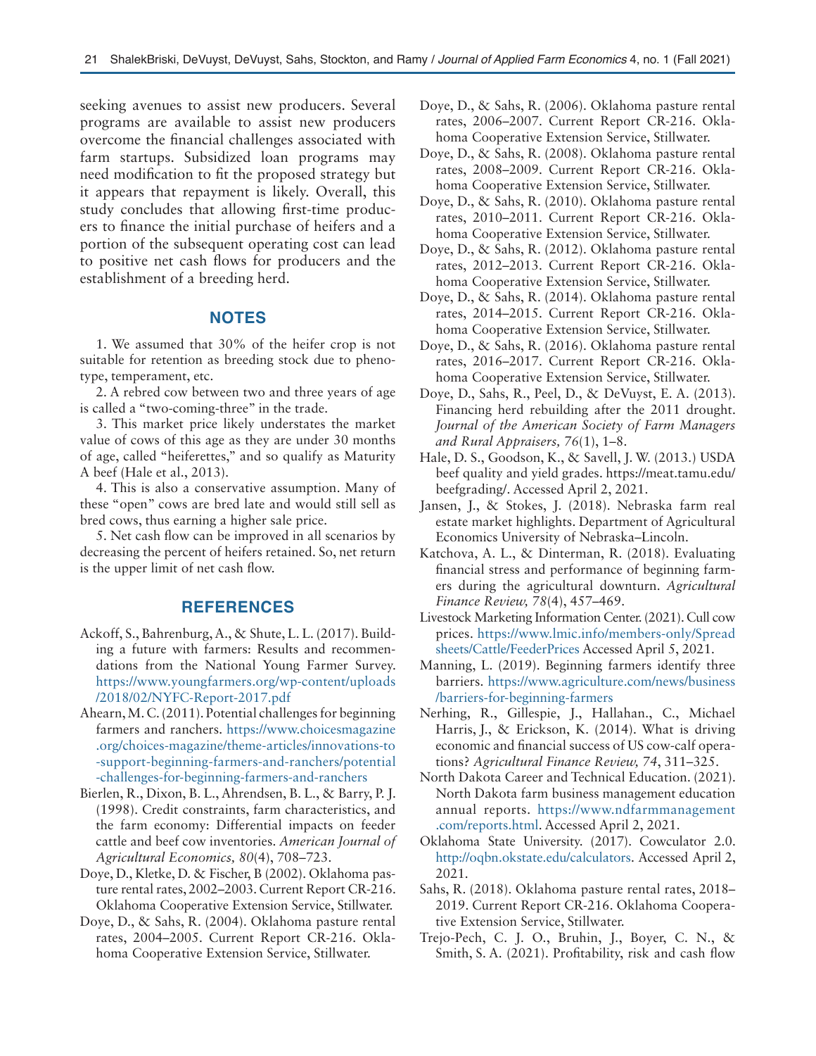seeking avenues to assist new producers. Several programs are available to assist new producers overcome the financial challenges associated with farm startups. Subsidized loan programs may need modification to fit the proposed strategy but it appears that repayment is likely. Overall, this study concludes that allowing first-time producers to finance the initial purchase of heifers and a portion of the subsequent operating cost can lead to positive net cash flows for producers and the establishment of a breeding herd.

## NOTES

1. We assumed that 30% of the heifer crop is not suitable for retention as breeding stock due to phenotype, temperament, etc.

2. A rebred cow between two and three years of age is called a "two-coming-three" in the trade.

3. This market price likely understates the market value of cows of this age as they are under 30 months of age, called "heiferettes," and so qualify as Maturity A beef (Hale et al., 2013).

4. This is also a conservative assumption. Many of these "open" cows are bred late and would still sell as bred cows, thus earning a higher sale price.

5. Net cash flow can be improved in all scenarios by decreasing the percent of heifers retained. So, net return is the upper limit of net cash flow.

## REFERENCES

Ackoff, S., Bahrenburg, A., & Shute, L. L. (2017). Building a future with farmers: Results and recommendations from the National Young Farmer Survey. https://www.youngfarmers.org/wp-content/uploads/2018/02/NYFC-Report-2017.pdf

Ahearn, M. C. (2011). Potential challenges for beginning farmers and ranchers. https://www.choicesmagazine.org/choices-magazine/theme-articles/innovations-to-support-beginning-farmers-and-ranchers/potential-challenges-for-beginning-farmers-and-ranchers

Bierlen, R., Dixon, B. L., Ahrendsen, B. L., & Barry, P. J. (1998). Credit constraints, farm characteristics, and the farm economy: Differential impacts on feeder cattle and beef cow inventories. *American Journal of Agricultural Economics, 80*(4), 708–723.

Doye, D., Kletke, D. & Fischer, B (2002). Oklahoma pasture rental rates, 2002–2003. Current Report CR-216. Oklahoma Cooperative Extension Service, Stillwater.

Doye, D., & Sahs, R. (2004). Oklahoma pasture rental rates, 2004–2005. Current Report CR-216. Oklahoma Cooperative Extension Service, Stillwater.

Doye, D., & Sahs, R. (2006). Oklahoma pasture rental rates, 2006–2007. Current Report CR-216. Oklahoma Cooperative Extension Service, Stillwater.

Doye, D., & Sahs, R. (2008). Oklahoma pasture rental rates, 2008–2009. Current Report CR-216. Oklahoma Cooperative Extension Service, Stillwater.

Doye, D., & Sahs, R. (2010). Oklahoma pasture rental rates, 2010–2011. Current Report CR-216. Oklahoma Cooperative Extension Service, Stillwater.

Doye, D., & Sahs, R. (2012). Oklahoma pasture rental rates, 2012–2013. Current Report CR-216. Oklahoma Cooperative Extension Service, Stillwater.

Doye, D., & Sahs, R. (2014). Oklahoma pasture rental rates, 2014–2015. Current Report CR-216. Oklahoma Cooperative Extension Service, Stillwater.

Doye, D., & Sahs, R. (2016). Oklahoma pasture rental rates, 2016–2017. Current Report CR-216. Oklahoma Cooperative Extension Service, Stillwater.

Doye, D., Sahs, R., Peel, D., & DeVuyst, E. A. (2013). Financing herd rebuilding after the 2011 drought. *Journal of the American Society of Farm Managers and Rural Appraisers, 76*(1), 1–8.

Hale, D. S., Goodson, K., & Savell, J. W. (2013.) USDA beef quality and yield grades. https://meat.tamu.edu/beefgrading/. Accessed April 2, 2021.

Jansen, J., & Stokes, J. (2018). Nebraska farm real estate market highlights. Department of Agricultural Economics University of Nebraska–Lincoln.

Katchova, A. L., & Dinterman, R. (2018). Evaluating financial stress and performance of beginning farmers during the agricultural downturn. *Agricultural Finance Review, 78*(4), 457–469.

Livestock Marketing Information Center. (2021). Cull cow prices. https://www.lmic.info/members-only/Spreadsheets/Cattle/FeederPrices Accessed April 5, 2021.

Manning, L. (2019). Beginning farmers identify three barriers. https://www.agriculture.com/news/business/barriers-for-beginning-farmers

Nerhing, R., Gillespie, J., Hallahan., C., Michael Harris, J., & Erickson, K. (2014). What is driving economic and financial success of US cow-calf operations? *Agricultural Finance Review, 74*, 311–325.

North Dakota Career and Technical Education. (2021). North Dakota farm business management education annual reports. https://www.ndfarmmanagement.com/reports.html. Accessed April 2, 2021.

Oklahoma State University. (2017). Cowculator 2.0. http://oqbn.okstate.edu/calculators. Accessed April 2, 2021.

Sahs, R. (2018). Oklahoma pasture rental rates, 2018–2019. Current Report CR-216. Oklahoma Cooperative Extension Service, Stillwater.

Trejo-Pech, C. J. O., Bruhin, J., Boyer, C. N., & Smith, S. A. (2021). Profitability, risk and cash flow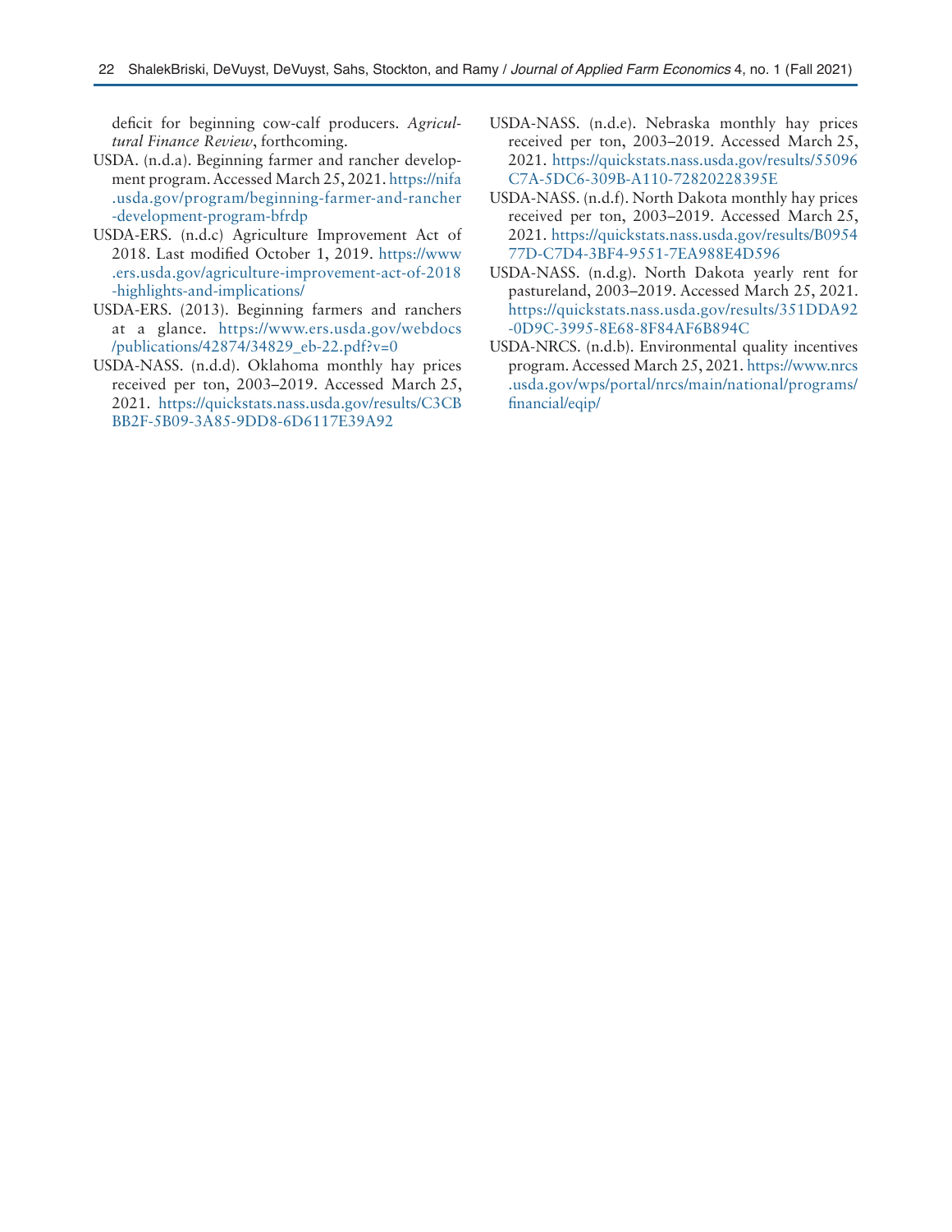deficit for beginning cow-calf producers. *Agricultural Finance Review*, forthcoming.

USDA. (n.d.a). Beginning farmer and rancher development program. Accessed March 25, 2021. https://nifa.usda.gov/program/beginning-farmer-and-rancher-development-program-bfrdp

USDA-ERS. (n.d.c) Agriculture Improvement Act of 2018. Last modified October 1, 2019. https://www.ers.usda.gov/agriculture-improvement-act-of-2018-highlights-and-implications/

USDA-ERS. (2013). Beginning farmers and ranchers at a glance. https://www.ers.usda.gov/webdocs/publications/42874/34829_eb-22.pdf?v=0

USDA-NASS. (n.d.d). Oklahoma monthly hay prices received per ton, 2003–2019. Accessed March 25, 2021. https://quickstats.nass.usda.gov/results/C3CBBB2F-5B09-3A85-9DD8-6D6117E39A92

USDA-NASS. (n.d.e). Nebraska monthly hay prices received per ton, 2003–2019. Accessed March 25, 2021. https://quickstats.nass.usda.gov/results/55096C7A-5DC6-309B-A110-72820228395E

USDA-NASS. (n.d.f). North Dakota monthly hay prices received per ton, 2003–2019. Accessed March 25, 2021. https://quickstats.nass.usda.gov/results/B095477D-C7D4-3BF4-9551-7EA988E4D596

USDA-NASS. (n.d.g). North Dakota yearly rent for pastureland, 2003–2019. Accessed March 25, 2021. https://quickstats.nass.usda.gov/results/351DDA92-0D9C-3995-8E68-8F84AF6B894C

USDA-NRCS. (n.d.b). Environmental quality incentives program. Accessed March 25, 2021. https://www.nrcs.usda.gov/wps/portal/nrcs/main/national/programs/financial/eqip/